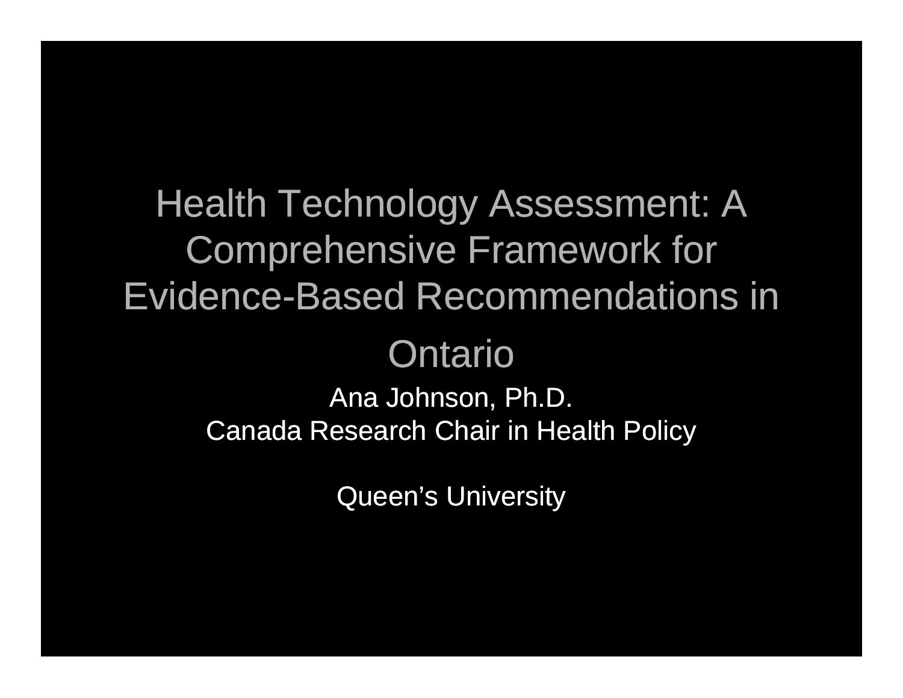# Health Technology Assessment: A Comprehensive Framework for Evidence-Based Recommendations in Ontario

Ana Johnson, Ph.D.

Canada Research Chair in Health Policy

Queen's University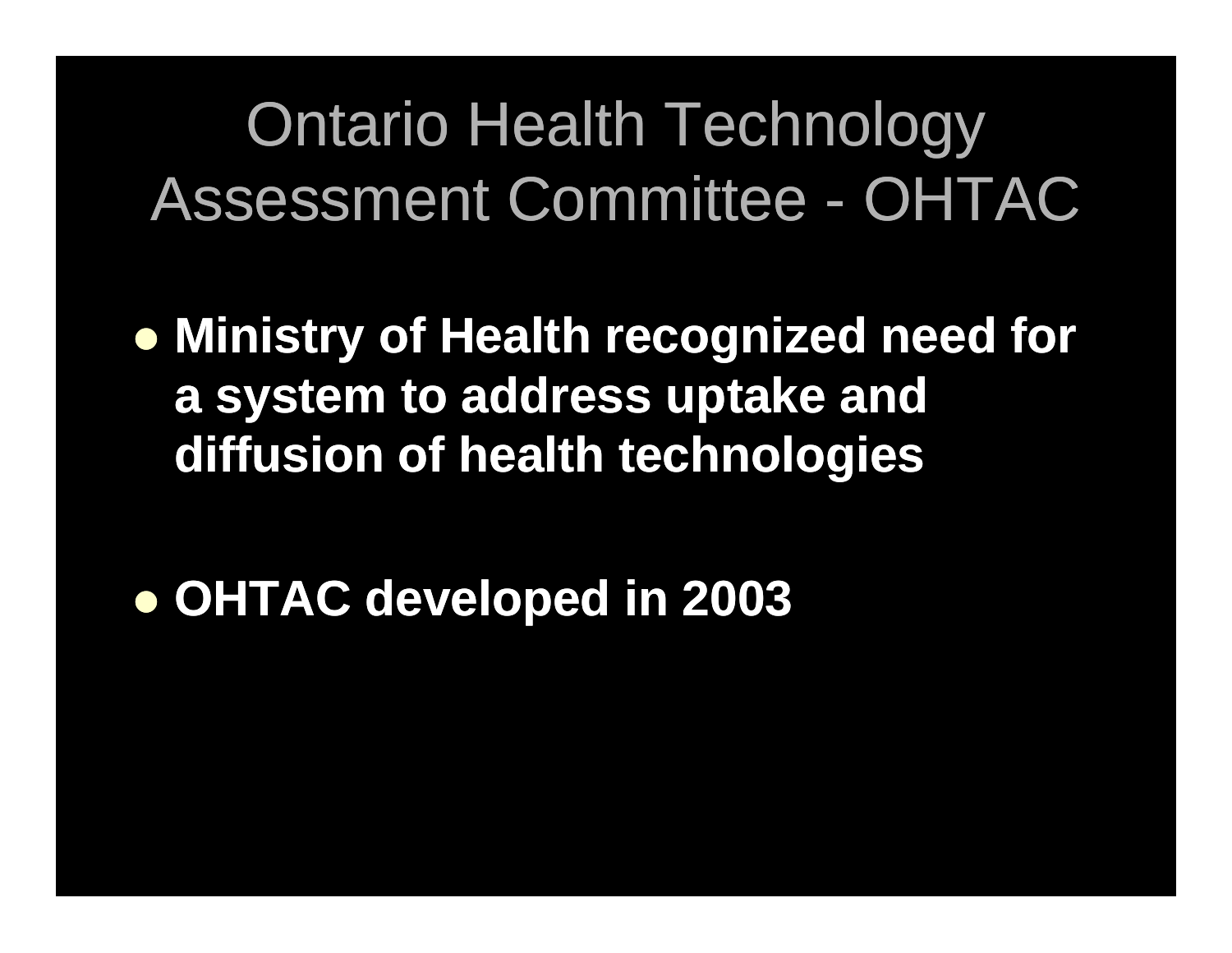# Ontario Health Technology Assessment Committee - OHTAC

- **Ministry of Health recognized need for a system to address uptake and diffusion of health technologies**
- **OHTAC developed in 2003**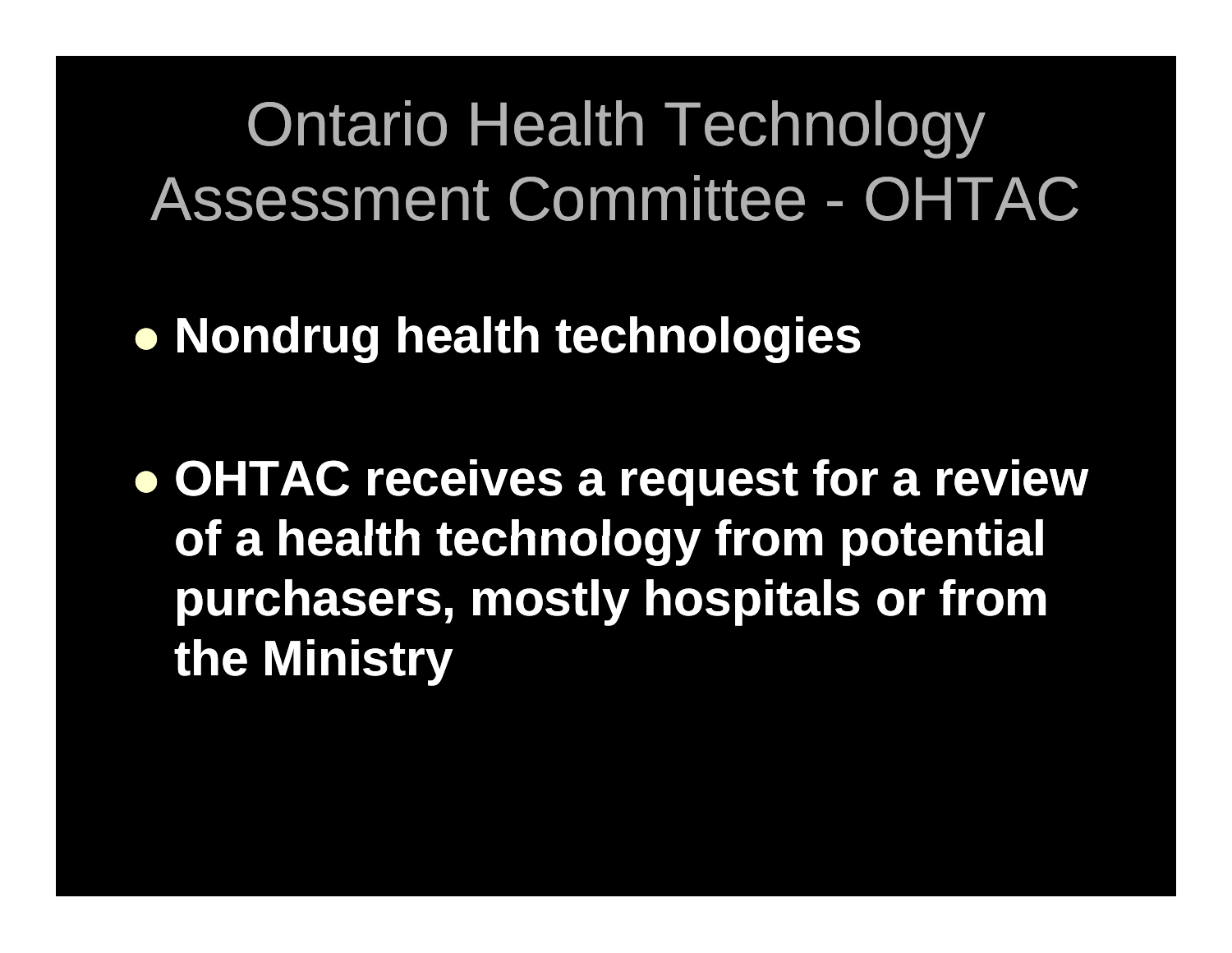# Ontario Health Technology Assessment Committee - OHTAC

- **Nondrug health technologies**
- **OHTAC receives a request for a review of a health technology from potential purchasers, mostly hospitals or from the Ministry**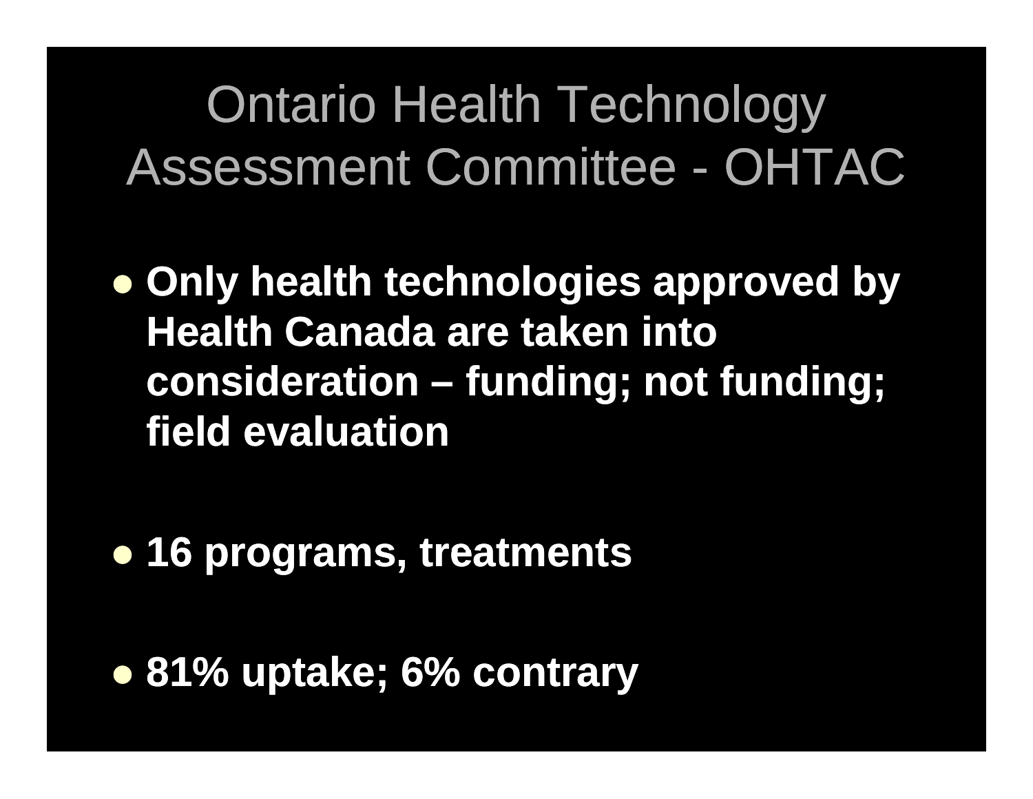# Ontario Health Technology Assessment Committee - OHTAC

- **Only health technologies approved by Health Canada are taken into consideration – funding; not funding; field evaluation**
- **16 programs, treatments**
- **81% uptake; 6% contrary**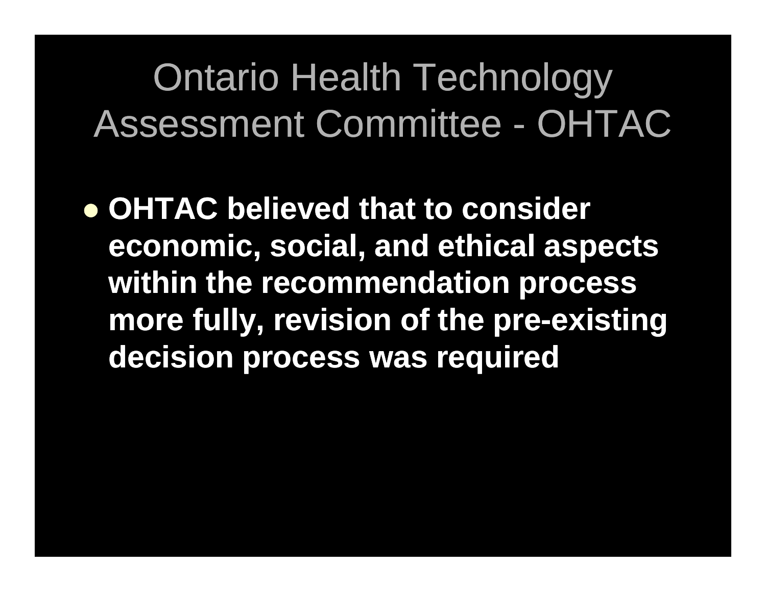# Ontario Health Technology Assessment Committee - OHTAC

- **OHTAC believed that to consider economic, social, and ethical aspects within the recommendation process more fully, revision of the pre-existing decision process was required**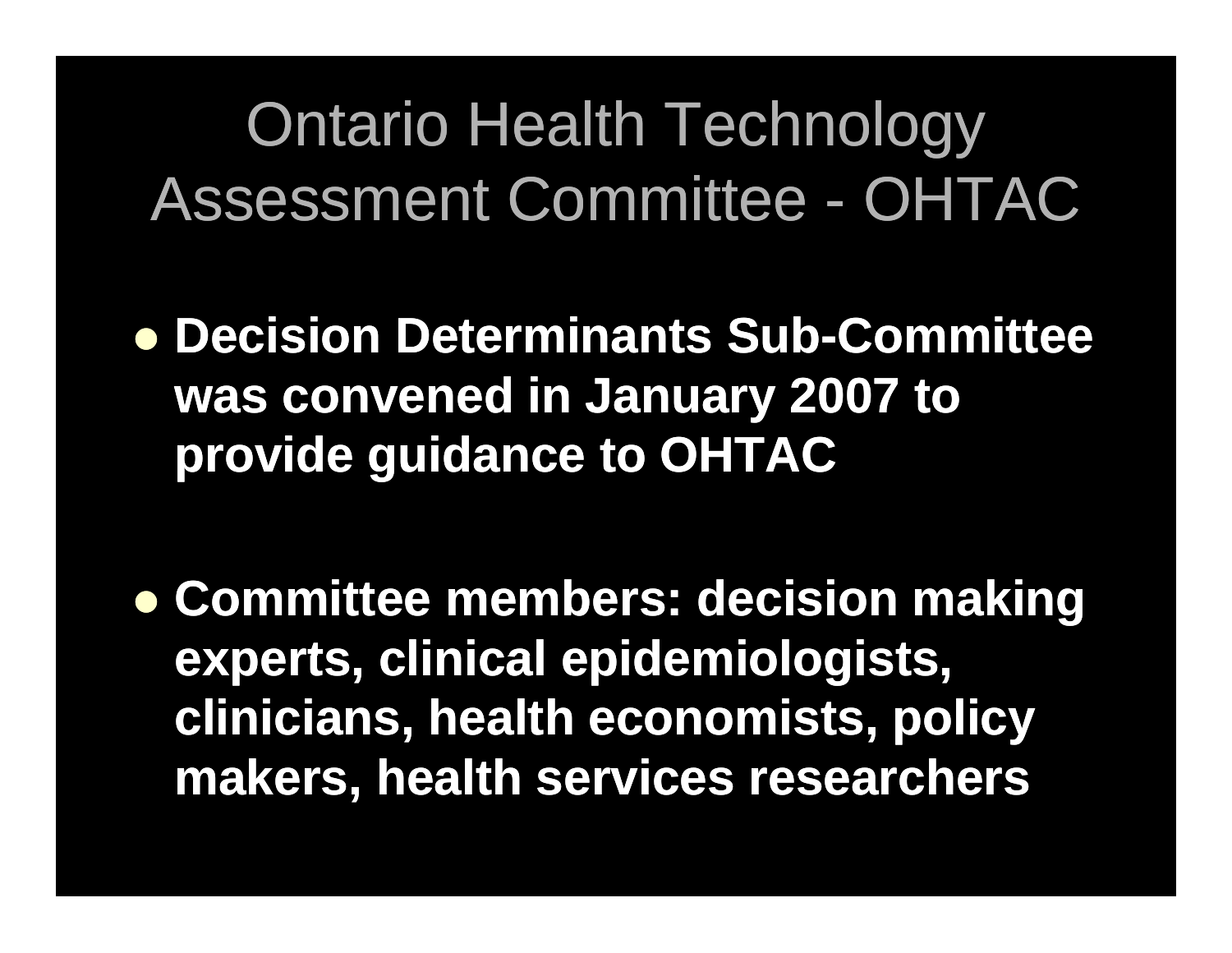# Ontario Health Technology Assessment Committee - OHTAC

- **Decision Determinants Sub-Committee was convened in January 2007 to provide guidance to OHTAC**

- **Committee members: decision making experts, clinical epidemiologists, clinicians, health economists, policy makers, health services researchers**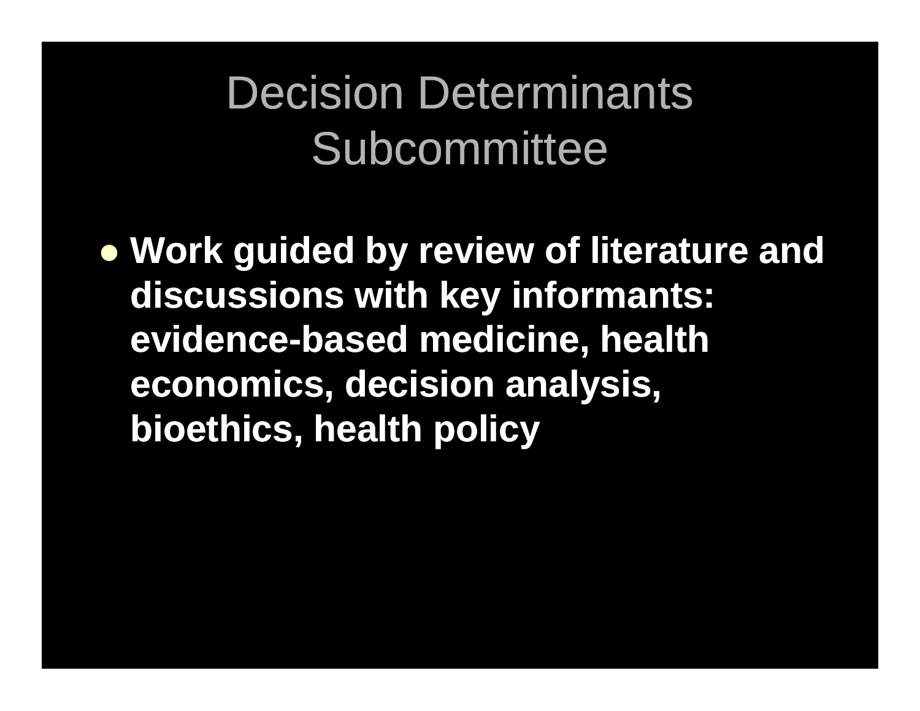# Decision Determinants Subcommittee

- **Work guided by review of literature and discussions with key informants: evidence-based medicine, health economics, decision analysis, bioethics, health policy**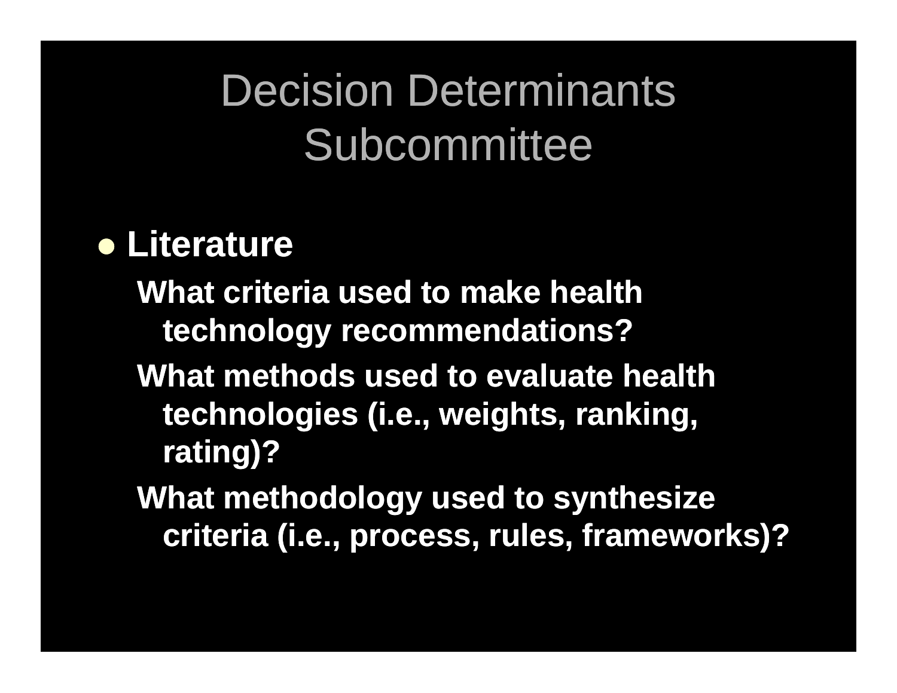# Decision Determinants Subcommittee

- **Literature**

  **What criteria used to make health technology recommendations?**

  **What methods used to evaluate health technologies (i.e., weights, ranking, rating)?**

  **What methodology used to synthesize criteria (i.e., process, rules, frameworks)?**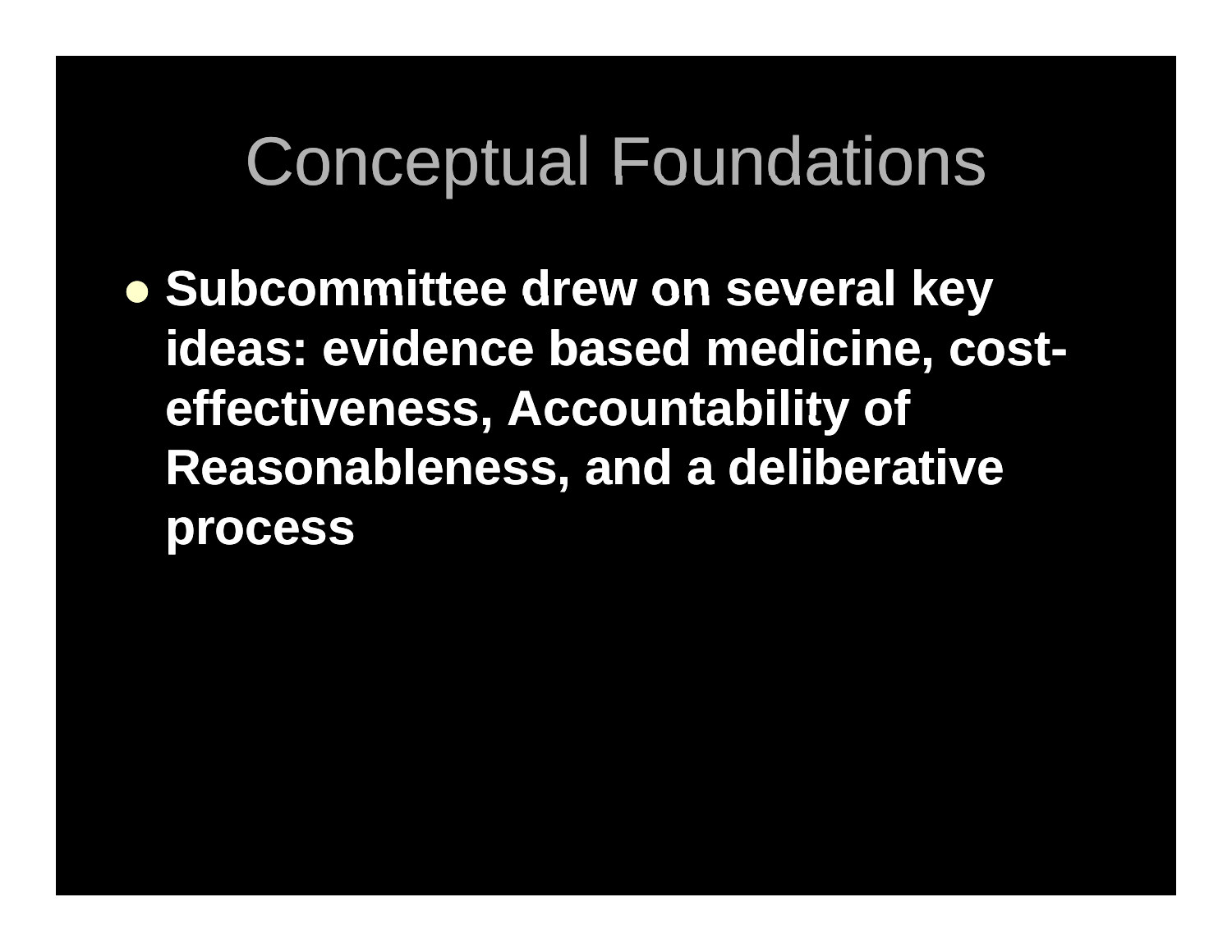# Conceptual Foundations

- **Subcommittee drew on several key ideas: evidence based medicine, cost-effectiveness, Accountability of Reasonableness, and a deliberative process**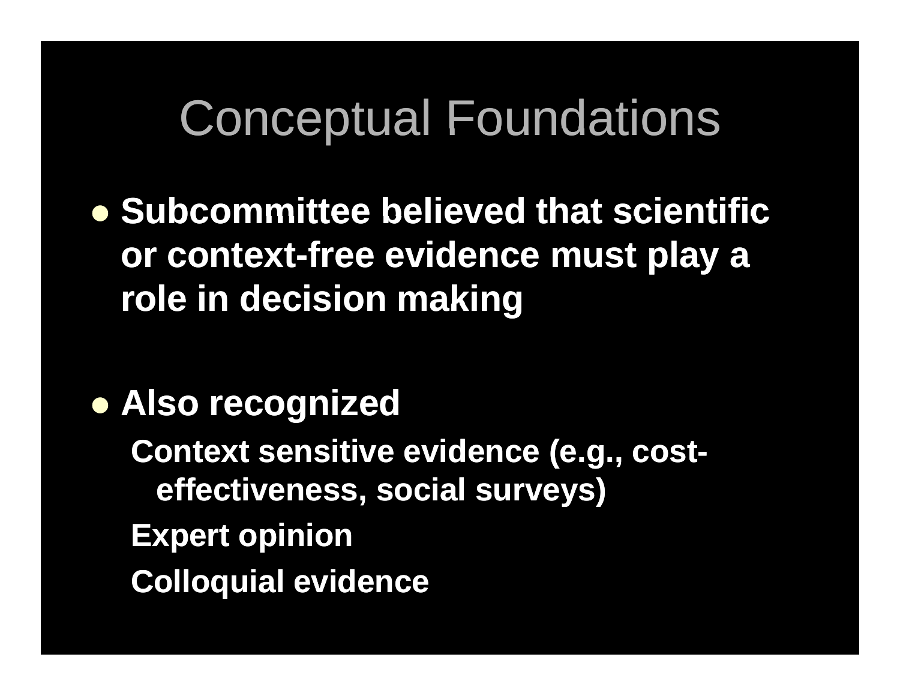# Conceptual Foundations

- **Subcommittee believed that scientific or context-free evidence must play a role in decision making**

- **Also recognized**
  - **Context sensitive evidence (e.g., cost-effectiveness, social surveys)**
  - **Expert opinion**
  - **Colloquial evidence**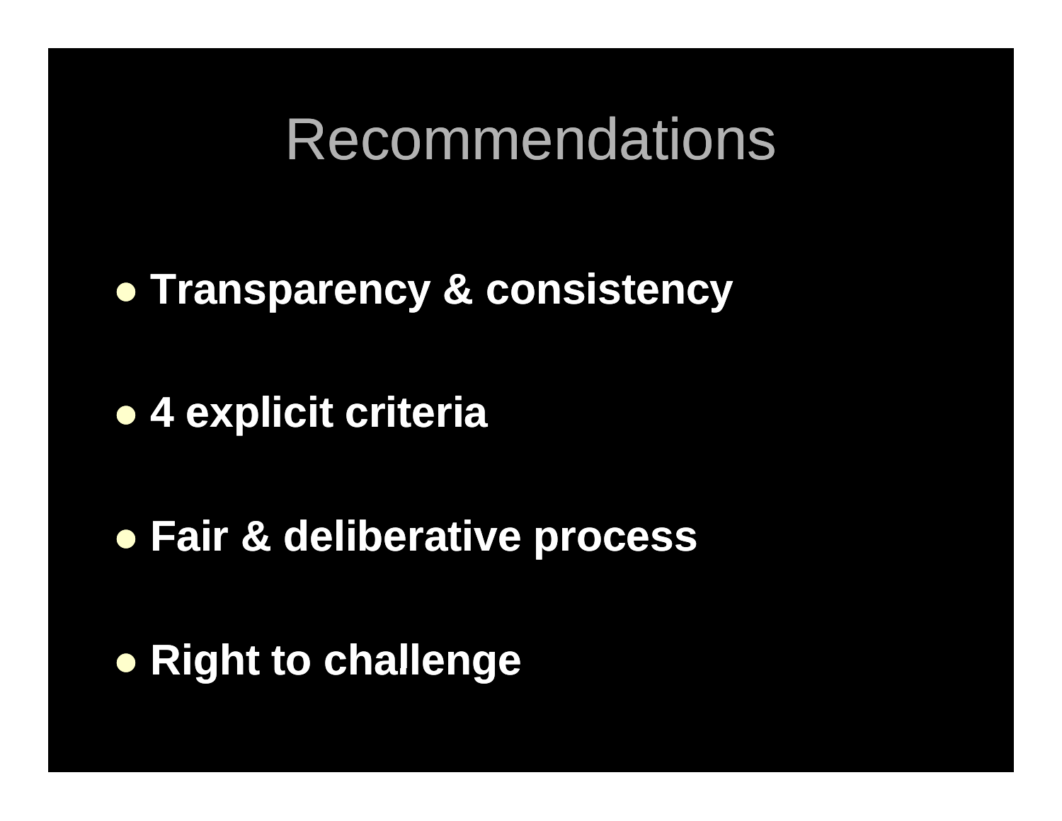# Recommendations

- **Transparency & consistency**
- **4 explicit criteria**
- **Fair & deliberative process**
- **Right to challenge**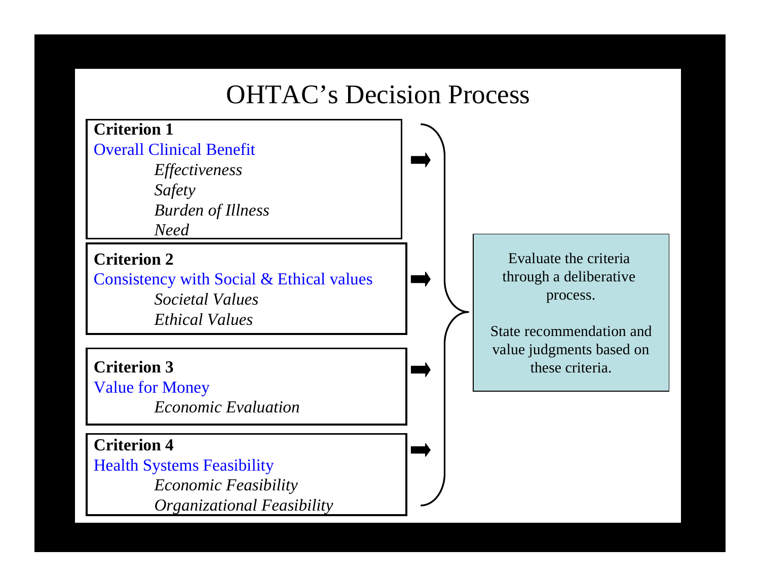# OHTAC's Decision Process

**Criterion 1**
Overall Clinical Benefit
- *Effectiveness*
- *Safety*
- *Burden of Illness*
- *Need*

**Criterion 2**
Consistency with Social & Ethical values
- *Societal Values*
- *Ethical Values*

**Criterion 3**
Value for Money
- *Economic Evaluation*

**Criterion 4**
Health Systems Feasibility
- *Economic Feasibility*
- *Organizational Feasibility*

➡

Evaluate the criteria through a deliberative process.

State recommendation and value judgments based on these criteria.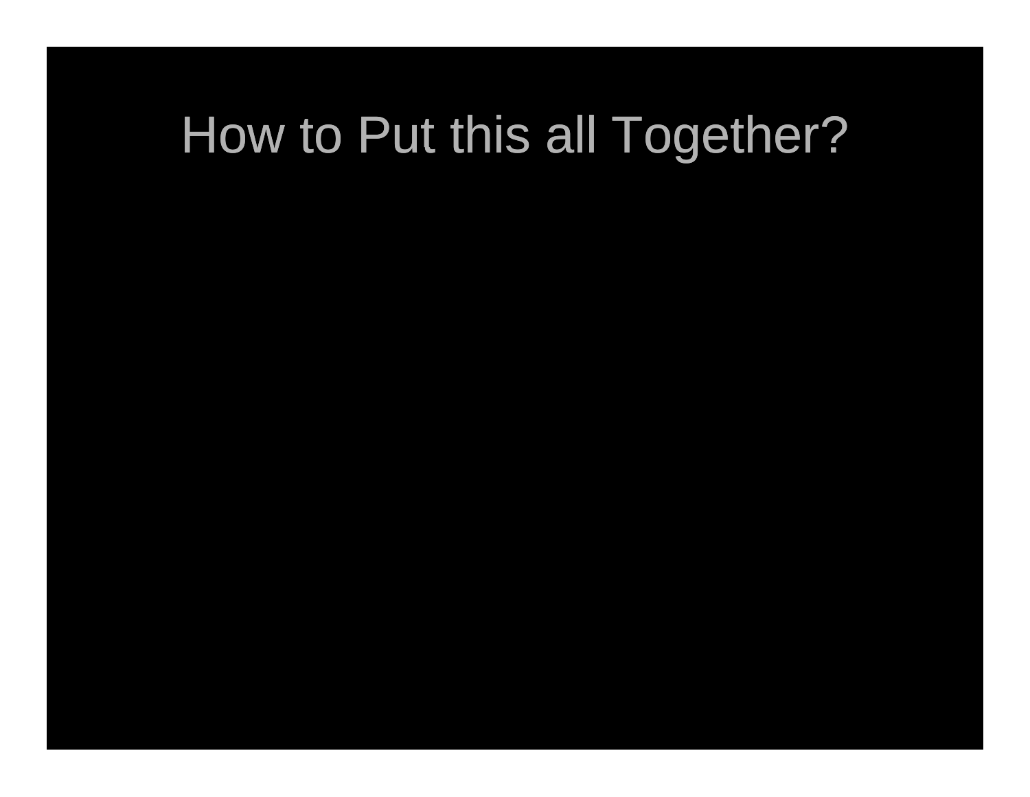# How to Put this all Together?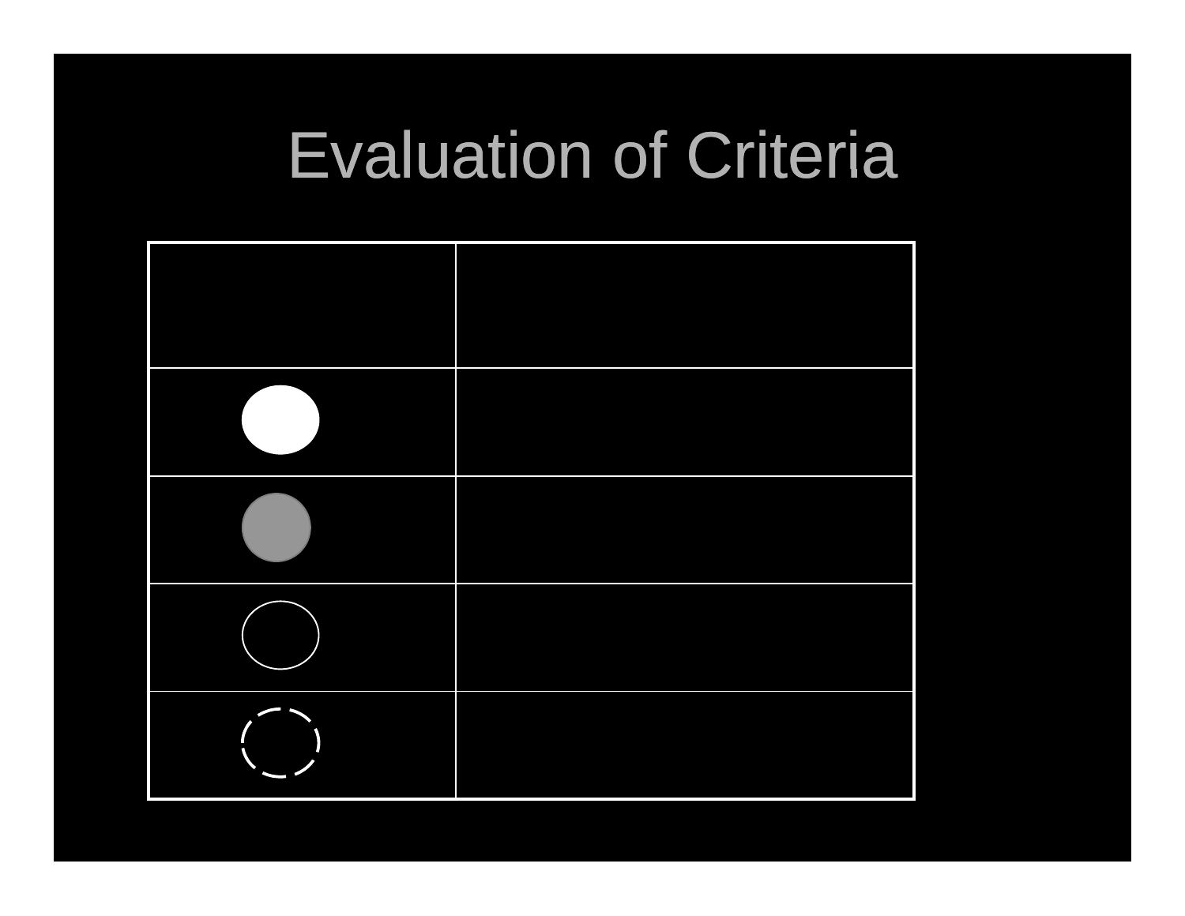# Evaluation of Criteria

| | |
|---|---|
| ● | |
| ◐ | |
| ○ | |
| ◌ | |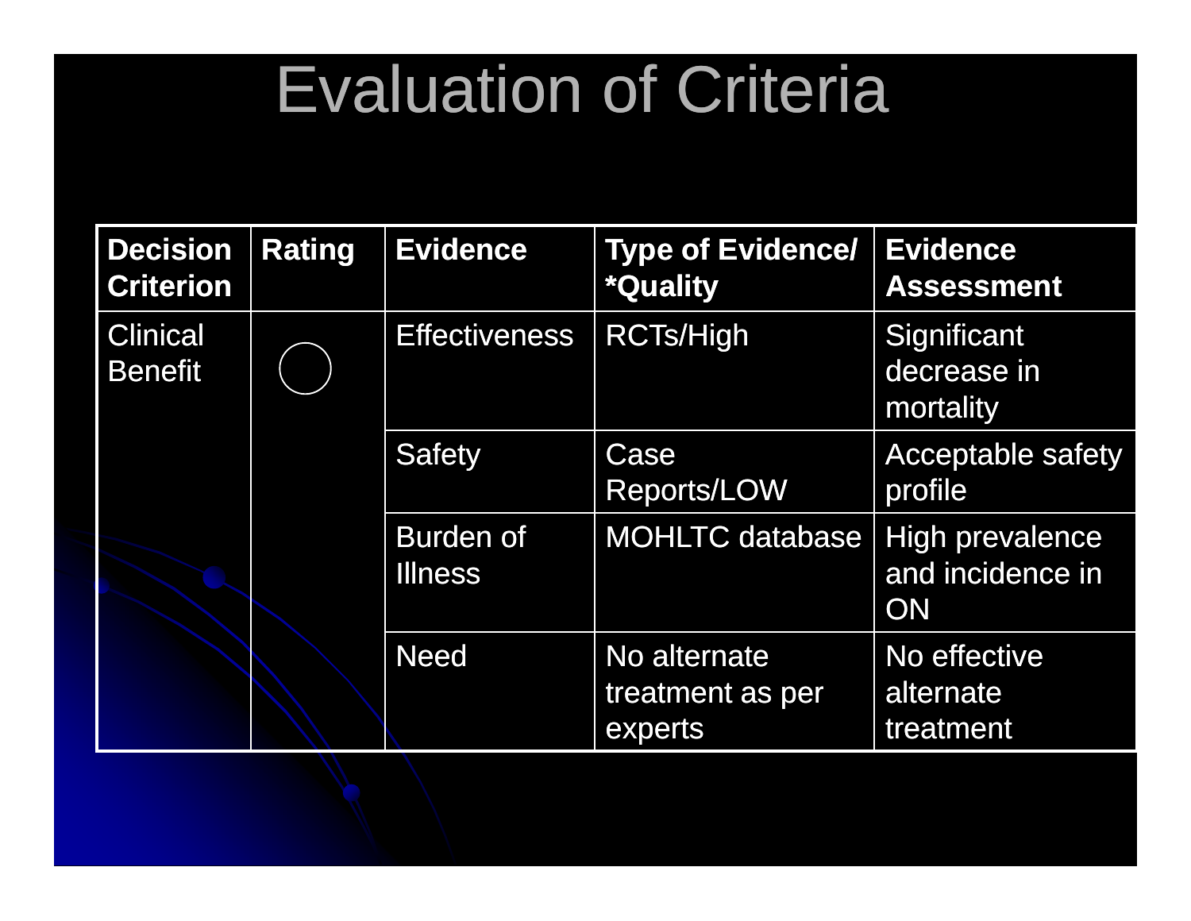# Evaluation of Criteria

| Decision Criterion | Rating | Evidence | Type of Evidence/ *Quality | Evidence Assessment |
|---|---|---|---|---|
| Clinical Benefit | ○ | Effectiveness | RCTs/High | Significant decrease in mortality |
| | | Safety | Case Reports/LOW | Acceptable safety profile |
| | | Burden of Illness | MOHLTC database | High prevalence and incidence in ON |
| | | Need | No alternate treatment as per experts | No effective alternate treatment |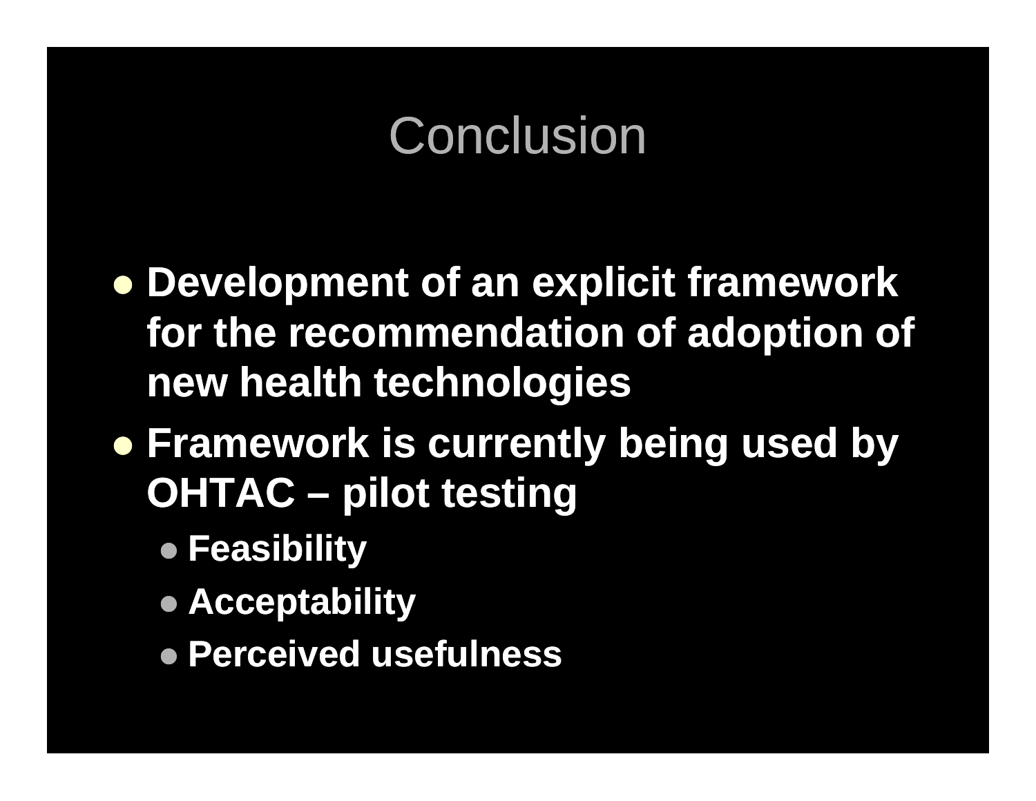# Conclusion

- **Development of an explicit framework for the recommendation of adoption of new health technologies**
- **Framework is currently being used by OHTAC – pilot testing**
  - **Feasibility**
  - **Acceptability**
  - **Perceived usefulness**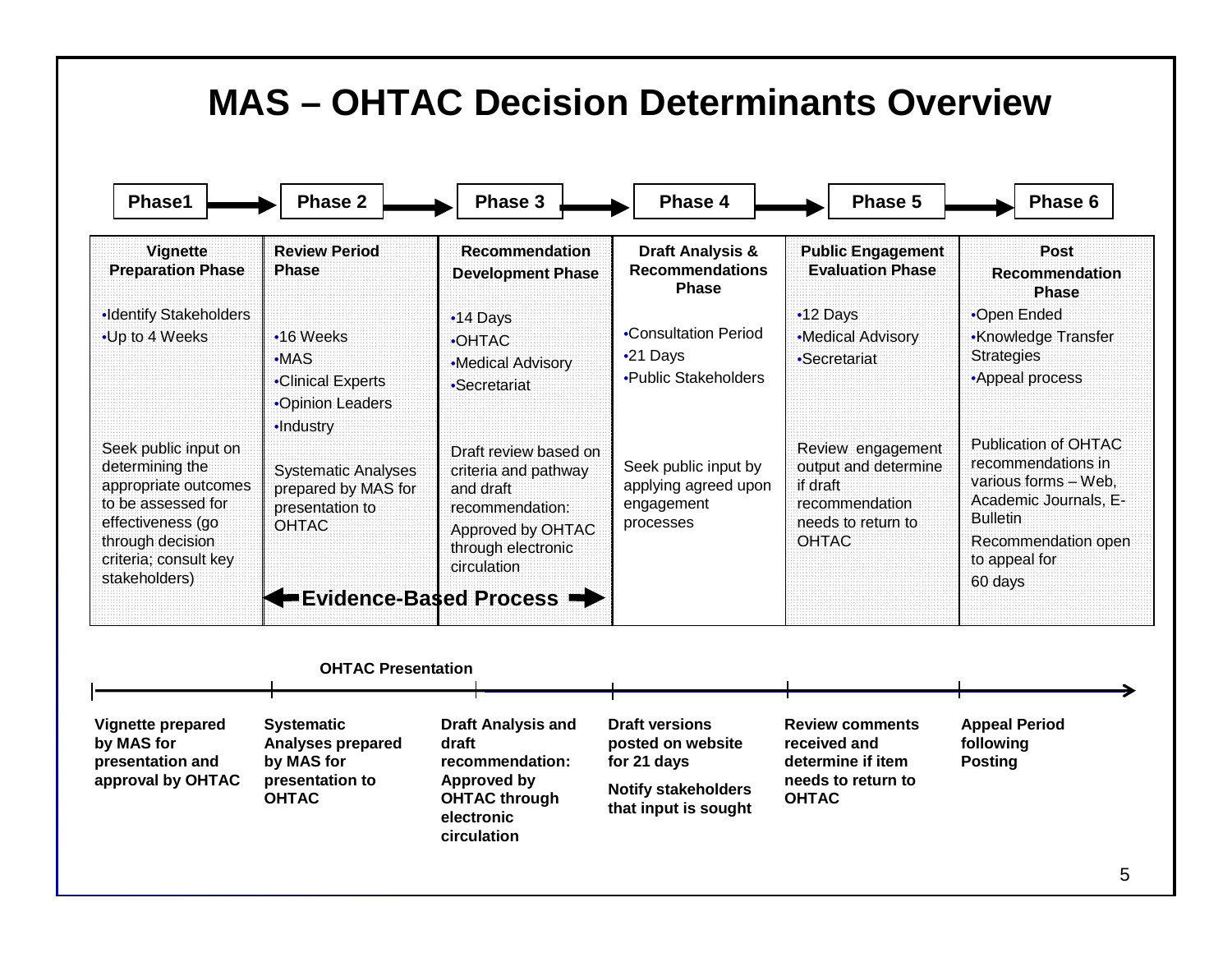# MAS – OHTAC Decision Determinants Overview

| Phase1 | Phase 2 | Phase 3 | Phase 4 | Phase 5 | Phase 6 |
|---|---|---|---|---|---|
| **Vignette Preparation Phase** | **Review Period Phase** | **Recommendation Development Phase** | **Draft Analysis & Recommendations Phase** | **Public Engagement Evaluation Phase** | **Post Recommendation Phase** |
| •Identify Stakeholders<br>•Up to 4 Weeks | •16 Weeks<br>•MAS<br>•Clinical Experts<br>•Opinion Leaders<br>•Industry | •14 Days<br>•OHTAC<br>•Medical Advisory<br>•Secretariat | •Consultation Period<br>•21 Days<br>•Public Stakeholders | •12 Days<br>•Medical Advisory<br>•Secretariat | •Open Ended<br>•Knowledge Transfer Strategies<br>•Appeal process |
| Seek public input on determining the appropriate outcomes to be assessed for effectiveness (go through decision criteria; consult key stakeholders) | Systematic Analyses prepared by MAS for presentation to OHTAC | Draft review based on criteria and pathway and draft recommendation:<br>Approved by OHTAC through electronic circulation | Seek public input by applying agreed upon engagement processes | Review engagement output and determine if draft recommendation needs to return to OHTAC | Publication of OHTAC recommendations in various forms – Web, Academic Journals, E-Bulletin<br>Recommendation open to appeal for 60 days |

**Evidence-Based Process** (Phase 2 – Phase 3)

**OHTAC Presentation**

| | | | | | |
|---|---|---|---|---|---|
| **Vignette prepared by MAS for presentation and approval by OHTAC** | **Systematic Analyses prepared by MAS for presentation to OHTAC** | **Draft Analysis and draft recommendation: Approved by OHTAC through electronic circulation** | **Draft versions posted on website for 21 days**<br>**Notify stakeholders that input is sought** | **Review comments received and determine if item needs to return to OHTAC** | **Appeal Period following Posting** |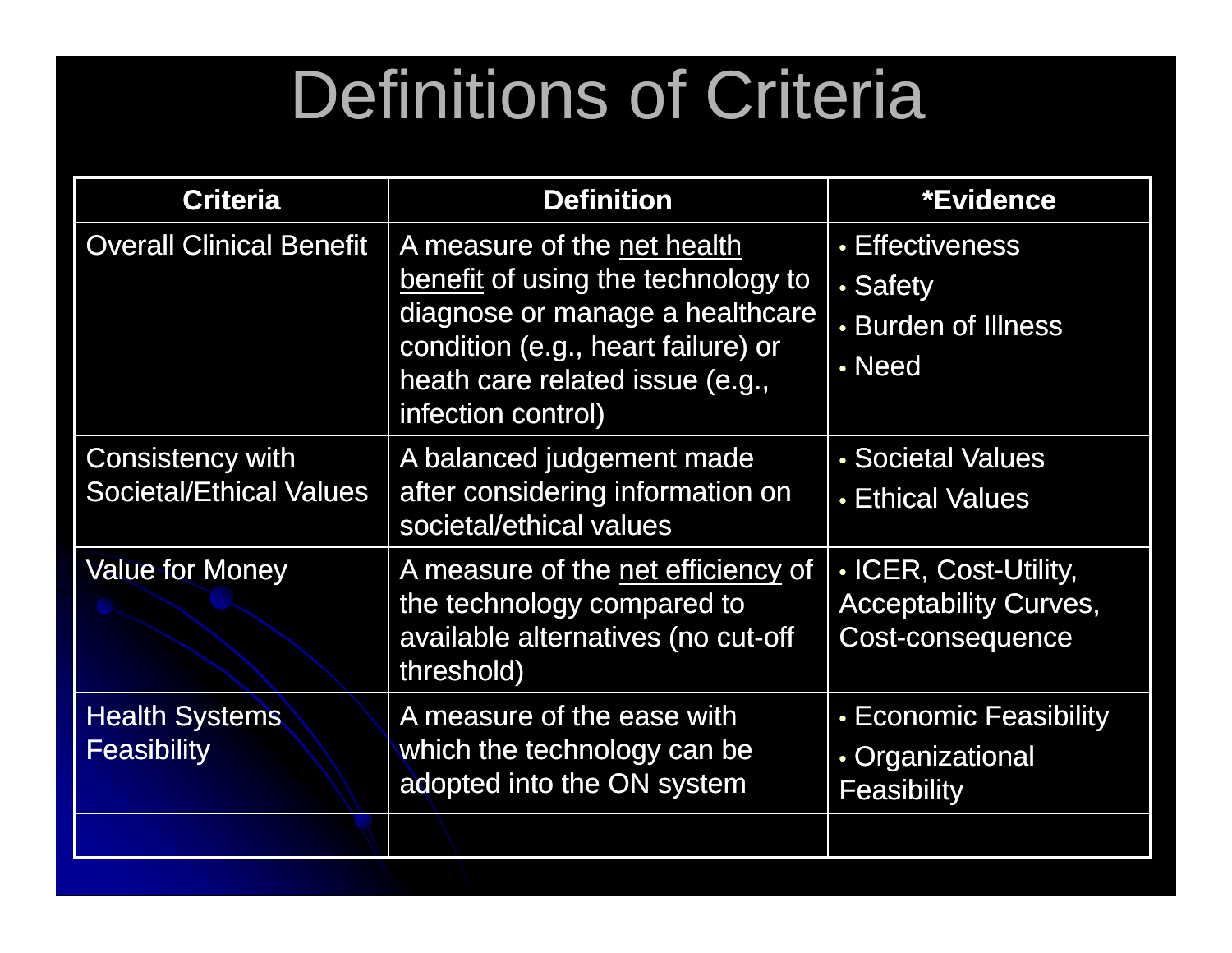# Definitions of Criteria

| Criteria | Definition | *Evidence |
|---|---|---|
| Overall Clinical Benefit | A measure of the net health benefit of using the technology to diagnose or manage a healthcare condition (e.g., heart failure) or heath care related issue (e.g., infection control) | • Effectiveness<br>• Safety<br>• Burden of Illness<br>• Need |
| Consistency with Societal/Ethical Values | A balanced judgement made after considering information on societal/ethical values | • Societal Values<br>• Ethical Values |
| Value for Money | A measure of the net efficiency of the technology compared to available alternatives (no cut-off threshold) | • ICER, Cost-Utility, Acceptability Curves, Cost-consequence |
| Health Systems Feasibility | A measure of the ease with which the technology can be adopted into the ON system | • Economic Feasibility<br>• Organizational Feasibility |
| | | |